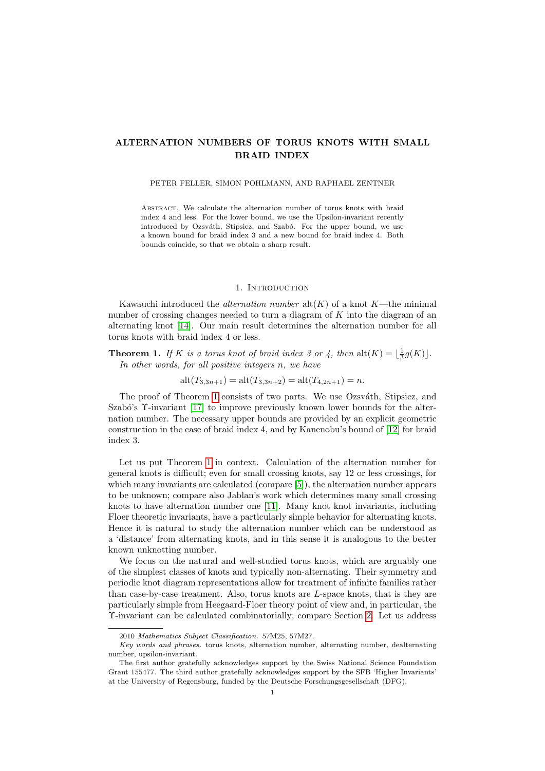# ALTERNATION NUMBERS OF TORUS KNOTS WITH SMALL BRAID INDEX

PETER FELLER, SIMON POHLMANN, AND RAPHAEL ZENTNER

Abstract. We calculate the alternation number of torus knots with braid index 4 and less. For the lower bound, we use the Upsilon-invariant recently introduced by Ozsváth, Stipsicz, and Szabó. For the upper bound, we use a known bound for braid index 3 and a new bound for braid index 4. Both bounds coincide, so that we obtain a sharp result.

## 1. Introduction

Kawauchi introduced the *alternation number* $\mathrm{alt}(K)$ of a knot $K$—the minimal number of crossing changes needed to turn a diagram of $K$ into the diagram of an alternating knot [14]. Our main result determines the alternation number for all torus knots with braid index 4 or less.

**Theorem 1.** *If $K$ is a torus knot of braid index 3 or 4, then $\mathrm{alt}(K) = \lfloor \frac{1}{3} g(K) \rfloor$. In other words, for all positive integers $n$, we have*

$$\mathrm{alt}(T_{3,3n+1}) = \mathrm{alt}(T_{3,3n+2}) = \mathrm{alt}(T_{4,2n+1}) = n.$$

The proof of Theorem 1 consists of two parts. We use Ozsváth, Stipsicz, and Szabó's $\Upsilon$-invariant [17] to improve previously known lower bounds for the alternation number. The necessary upper bounds are provided by an explicit geometric construction in the case of braid index 4, and by Kanenobu's bound of [12] for braid index 3.

Let us put Theorem 1 in context. Calculation of the alternation number for general knots is difficult; even for small crossing knots, say 12 or less crossings, for which many invariants are calculated (compare [5]), the alternation number appears to be unknown; compare also Jablan's work which determines many small crossing knots to have alternation number one [11]. Many knot knot invariants, including Floer theoretic invariants, have a particularly simple behavior for alternating knots. Hence it is natural to study the alternation number which can be understood as a 'distance' from alternating knots, and in this sense it is analogous to the better known unknotting number.

We focus on the natural and well-studied torus knots, which are arguably one of the simplest classes of knots and typically non-alternating. Their symmetry and periodic knot diagram representations allow for treatment of infinite families rather than case-by-case treatment. Also, torus knots are $L$-space knots, that is they are particularly simple from Heegaard-Floer theory point of view and, in particular, the $\Upsilon$-invariant can be calculated combinatorially; compare Section 2. Let us address

2010 *Mathematics Subject Classification.* 57M25, 57M27.

*Key words and phrases.* torus knots, alternation number, alternating number, dealternating number, upsilon-invariant.

The first author gratefully acknowledges support by the Swiss National Science Foundation Grant 155477. The third author gratefully acknowledges support by the SFB 'Higher Invariants' at the University of Regensburg, funded by the Deutsche Forschungsgesellschaft (DFG).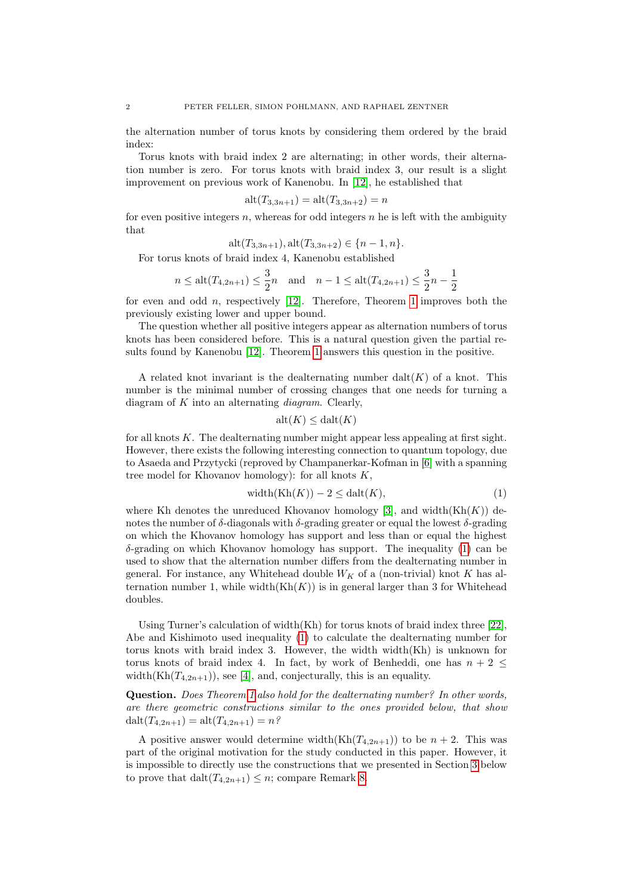the alternation number of torus knots by considering them ordered by the braid index:

Torus knots with braid index 2 are alternating; in other words, their alternation number is zero. For torus knots with braid index 3, our result is a slight improvement on previous work of Kanenobu. In [12], he established that

$$\operatorname{alt}(T_{3,3n+1}) = \operatorname{alt}(T_{3,3n+2}) = n$$

for even positive integers $n$, whereas for odd integers $n$ he is left with the ambiguity that

$$\operatorname{alt}(T_{3,3n+1}), \operatorname{alt}(T_{3,3n+2}) \in \{n-1, n\}.$$

For torus knots of braid index 4, Kanenobu established

$$n \leq \operatorname{alt}(T_{4,2n+1}) \leq \frac{3}{2}n \quad \text{and} \quad n-1 \leq \operatorname{alt}(T_{4,2n+1}) \leq \frac{3}{2}n - \frac{1}{2}$$

for even and odd $n$, respectively [12]. Therefore, Theorem 1 improves both the previously existing lower and upper bound.

The question whether all positive integers appear as alternation numbers of torus knots has been considered before. This is a natural question given the partial results found by Kanenobu [12]. Theorem 1 answers this question in the positive.

A related knot invariant is the dealternating number $\operatorname{dalt}(K)$ of a knot. This number is the minimal number of crossing changes that one needs for turning a diagram of $K$ into an alternating *diagram*. Clearly,

$$\operatorname{alt}(K) \leq \operatorname{dalt}(K)$$

for all knots $K$. The dealternating number might appear less appealing at first sight. However, there exists the following interesting connection to quantum topology, due to Asaeda and Przytycki (reproved by Champanerkar-Kofman in [6] with a spanning tree model for Khovanov homology): for all knots $K$,

$$\operatorname{width}(\operatorname{Kh}(K)) - 2 \leq \operatorname{dalt}(K), \tag{1}$$

where Kh denotes the unreduced Khovanov homology [3], and $\operatorname{width}(\operatorname{Kh}(K))$ denotes the number of $\delta$-diagonals with $\delta$-grading greater or equal the lowest $\delta$-grading on which the Khovanov homology has support and less than or equal the highest $\delta$-grading on which Khovanov homology has support. The inequality (1) can be used to show that the alternation number differs from the dealternating number in general. For instance, any Whitehead double $W_K$ of a (non-trivial) knot $K$ has alternation number 1, while $\operatorname{width}(\operatorname{Kh}(K))$ is in general larger than 3 for Whitehead doubles.

Using Turner's calculation of width(Kh) for torus knots of braid index three [22], Abe and Kishimoto used inequality (1) to calculate the dealternating number for torus knots with braid index 3. However, the width width(Kh) is unknown for torus knots of braid index 4. In fact, by work of Benheddi, one has $n + 2 \leq \operatorname{width}(\operatorname{Kh}(T_{4,2n+1}))$, see [4], and, conjecturally, this is an equality.

**Question.** *Does Theorem 1 also hold for the dealternating number? In other words, are there geometric constructions similar to the ones provided below, that show* $\operatorname{dalt}(T_{4,2n+1}) = \operatorname{alt}(T_{4,2n+1}) = n$*?*

A positive answer would determine $\operatorname{width}(\operatorname{Kh}(T_{4,2n+1}))$ to be $n + 2$. This was part of the original motivation for the study conducted in this paper. However, it is impossible to directly use the constructions that we presented in Section 3 below to prove that $\operatorname{dalt}(T_{4,2n+1}) \leq n$; compare Remark 8.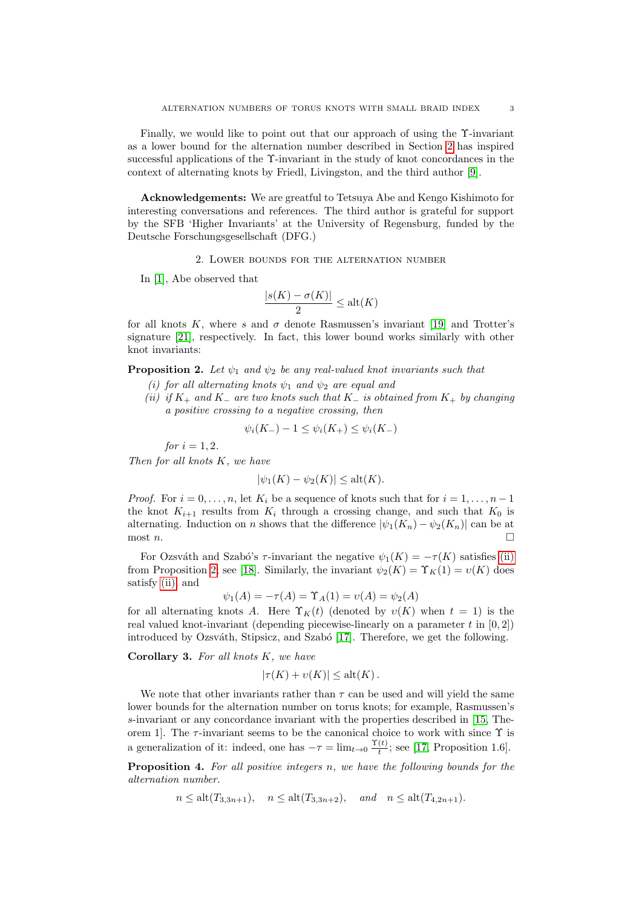Finally, we would like to point out that our approach of using the $\Upsilon$-invariant as a lower bound for the alternation number described in Section 2 has inspired successful applications of the $\Upsilon$-invariant in the study of knot concordances in the context of alternating knots by Friedl, Livingston, and the third author [9].

**Acknowledgements:** We are greatful to Tetsuya Abe and Kengo Kishimoto for interesting conversations and references. The third author is grateful for support by the SFB 'Higher Invariants' at the University of Regensburg, funded by the Deutsche Forschungsgesellschaft (DFG.)

## 2. Lower bounds for the alternation number

In [1], Abe observed that

$$\frac{|s(K) - \sigma(K)|}{2} \leq \mathrm{alt}(K)$$

for all knots $K$, where $s$ and $\sigma$ denote Rasmussen's invariant [19] and Trotter's signature [21], respectively. In fact, this lower bound works similarly with other knot invariants:

**Proposition 2.** *Let $\psi_1$ and $\psi_2$ be any real-valued knot invariants such that*

*(i) for all alternating knots $\psi_1$ and $\psi_2$ are equal and*

*(ii) if $K_+$ and $K_-$ are two knots such that $K_-$ is obtained from $K_+$ by changing a positive crossing to a negative crossing, then*

$$\psi_i(K_-) - 1 \leq \psi_i(K_+) \leq \psi_i(K_-)$$

*for $i = 1, 2$.*

*Then for all knots $K$, we have*

$$|\psi_1(K) - \psi_2(K)| \leq \mathrm{alt}(K).$$

*Proof.* For $i = 0, \ldots, n$, let $K_i$ be a sequence of knots such that for $i = 1, \ldots, n-1$ the knot $K_{i+1}$ results from $K_i$ through a crossing change, and such that $K_0$ is alternating. Induction on $n$ shows that the difference $|\psi_1(K_n) - \psi_2(K_n)|$ can be at most $n$. □

For Ozsváth and Szabó's $\tau$-invariant the negative $\psi_1(K) = -\tau(K)$ satisfies (ii) from Proposition 2, see [18]. Similarly, the invariant $\psi_2(K) = \Upsilon_K(1) = \upsilon(K)$ does satisfy (ii) and

$$\psi_1(A) = -\tau(A) = \Upsilon_A(1) = \upsilon(A) = \psi_2(A)$$

for all alternating knots $A$. Here $\Upsilon_K(t)$ (denoted by $\upsilon(K)$ when $t = 1$) is the real valued knot-invariant (depending piecewise-linearly on a parameter $t$ in $[0, 2]$) introduced by Ozsváth, Stipsicz, and Szabó [17]. Therefore, we get the following.

**Corollary 3.** *For all knots $K$, we have*

$$|\tau(K) + \upsilon(K)| \leq \mathrm{alt}(K)\,.$$

We note that other invariants rather than $\tau$ can be used and will yield the same lower bounds for the alternation number on torus knots; for example, Rasmussen's $s$-invariant or any concordance invariant with the properties described in [15, Theorem 1]. The $\tau$-invariant seems to be the canonical choice to work with since $\Upsilon$ is a generalization of it: indeed, one has $-\tau = \lim_{t \to 0} \frac{\Upsilon(t)}{t}$; see [17, Proposition 1.6].

**Proposition 4.** *For all positive integers $n$, we have the following bounds for the alternation number.*

$$n \leq \mathrm{alt}(T_{3,3n+1}), \quad n \leq \mathrm{alt}(T_{3,3n+2}), \quad \text{and} \quad n \leq \mathrm{alt}(T_{4,2n+1}).$$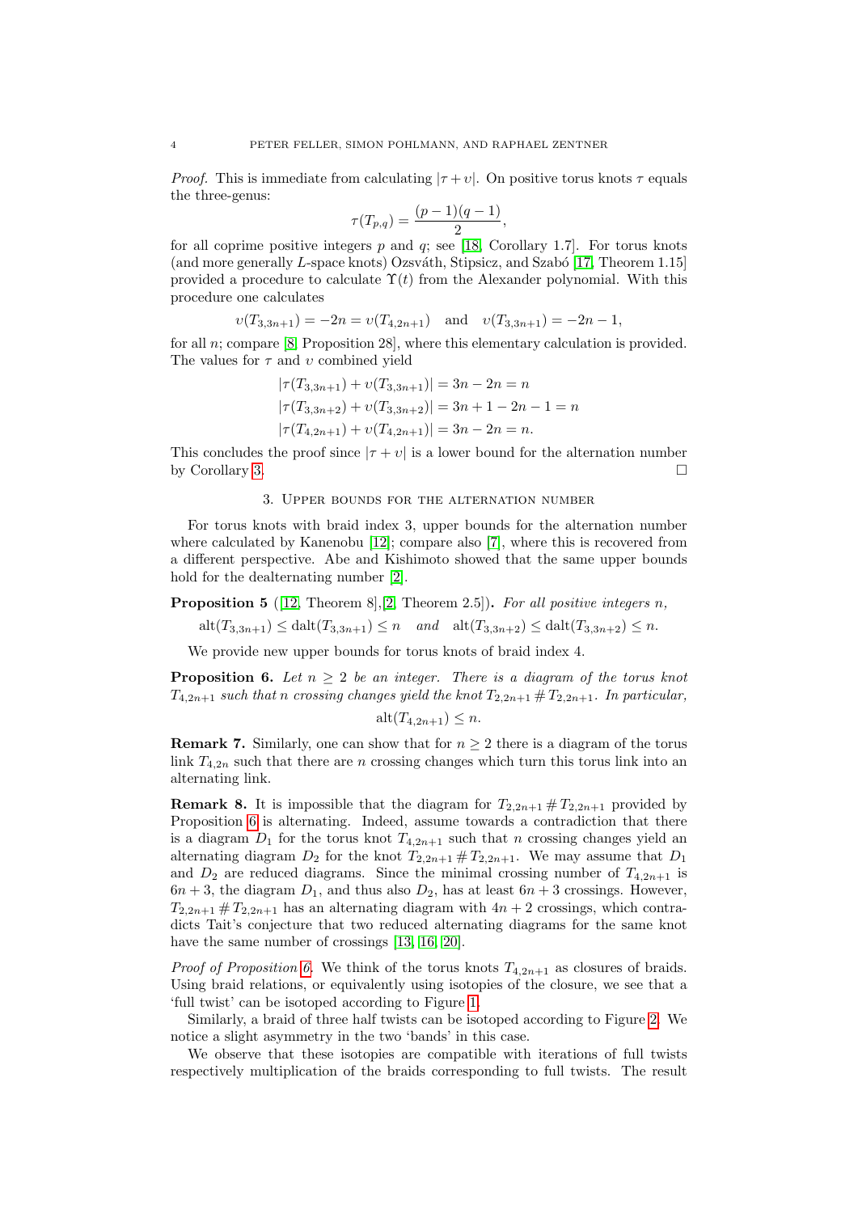*Proof.* This is immediate from calculating $|\tau + \upsilon|$. On positive torus knots $\tau$ equals the three-genus:

$$\tau(T_{p,q}) = \frac{(p-1)(q-1)}{2},$$

for all coprime positive integers $p$ and $q$; see [18, Corollary 1.7]. For torus knots (and more generally $L$-space knots) Ozsváth, Stipsicz, and Szabó [17, Theorem 1.15] provided a procedure to calculate $\Upsilon(t)$ from the Alexander polynomial. With this procedure one calculates

$$\upsilon(T_{3,3n+1}) = -2n = \upsilon(T_{4,2n+1}) \quad \text{and} \quad \upsilon(T_{3,3n+1}) = -2n-1,$$

for all $n$; compare [8, Proposition 28], where this elementary calculation is provided. The values for $\tau$ and $\upsilon$ combined yield

$$\begin{aligned}
|\tau(T_{3,3n+1}) + \upsilon(T_{3,3n+1})| &= 3n - 2n = n \\
|\tau(T_{3,3n+2}) + \upsilon(T_{3,3n+2})| &= 3n + 1 - 2n - 1 = n \\
|\tau(T_{4,2n+1}) + \upsilon(T_{4,2n+1})| &= 3n - 2n = n.
\end{aligned}$$

This concludes the proof since $|\tau + \upsilon|$ is a lower bound for the alternation number by Corollary 3. $\square$

## 3. Upper bounds for the alternation number

For torus knots with braid index 3, upper bounds for the alternation number where calculated by Kanenobu [12]; compare also [7], where this is recovered from a different perspective. Abe and Kishimoto showed that the same upper bounds hold for the dealternating number [2].

**Proposition 5** ([12, Theorem 8],[2, Theorem 2.5])**.** *For all positive integers $n$,*

$$\mathrm{alt}(T_{3,3n+1}) \leq \mathrm{dalt}(T_{3,3n+1}) \leq n \quad \textit{and} \quad \mathrm{alt}(T_{3,3n+2}) \leq \mathrm{dalt}(T_{3,3n+2}) \leq n.$$

We provide new upper bounds for torus knots of braid index 4.

**Proposition 6.** *Let $n \geq 2$ be an integer. There is a diagram of the torus knot $T_{4,2n+1}$ such that $n$ crossing changes yield the knot $T_{2,2n+1} \# T_{2,2n+1}$. In particular,*

$$\mathrm{alt}(T_{4,2n+1}) \leq n.$$

**Remark 7.** Similarly, one can show that for $n \geq 2$ there is a diagram of the torus link $T_{4,2n}$ such that there are $n$ crossing changes which turn this torus link into an alternating link.

**Remark 8.** It is impossible that the diagram for $T_{2,2n+1} \# T_{2,2n+1}$ provided by Proposition 6 is alternating. Indeed, assume towards a contradiction that there is a diagram $D_1$ for the torus knot $T_{4,2n+1}$ such that $n$ crossing changes yield an alternating diagram $D_2$ for the knot $T_{2,2n+1} \# T_{2,2n+1}$. We may assume that $D_1$ and $D_2$ are reduced diagrams. Since the minimal crossing number of $T_{4,2n+1}$ is $6n+3$, the diagram $D_1$, and thus also $D_2$, has at least $6n+3$ crossings. However, $T_{2,2n+1} \# T_{2,2n+1}$ has an alternating diagram with $4n+2$ crossings, which contradicts Tait's conjecture that two reduced alternating diagrams for the same knot have the same number of crossings [13, 16, 20].

*Proof of Proposition 6.* We think of the torus knots $T_{4,2n+1}$ as closures of braids. Using braid relations, or equivalently using isotopies of the closure, we see that a 'full twist' can be isotoped according to Figure 1.

Similarly, a braid of three half twists can be isotoped according to Figure 2. We notice a slight asymmetry in the two 'bands' in this case.

We observe that these isotopies are compatible with iterations of full twists respectively multiplication of the braids corresponding to full twists. The result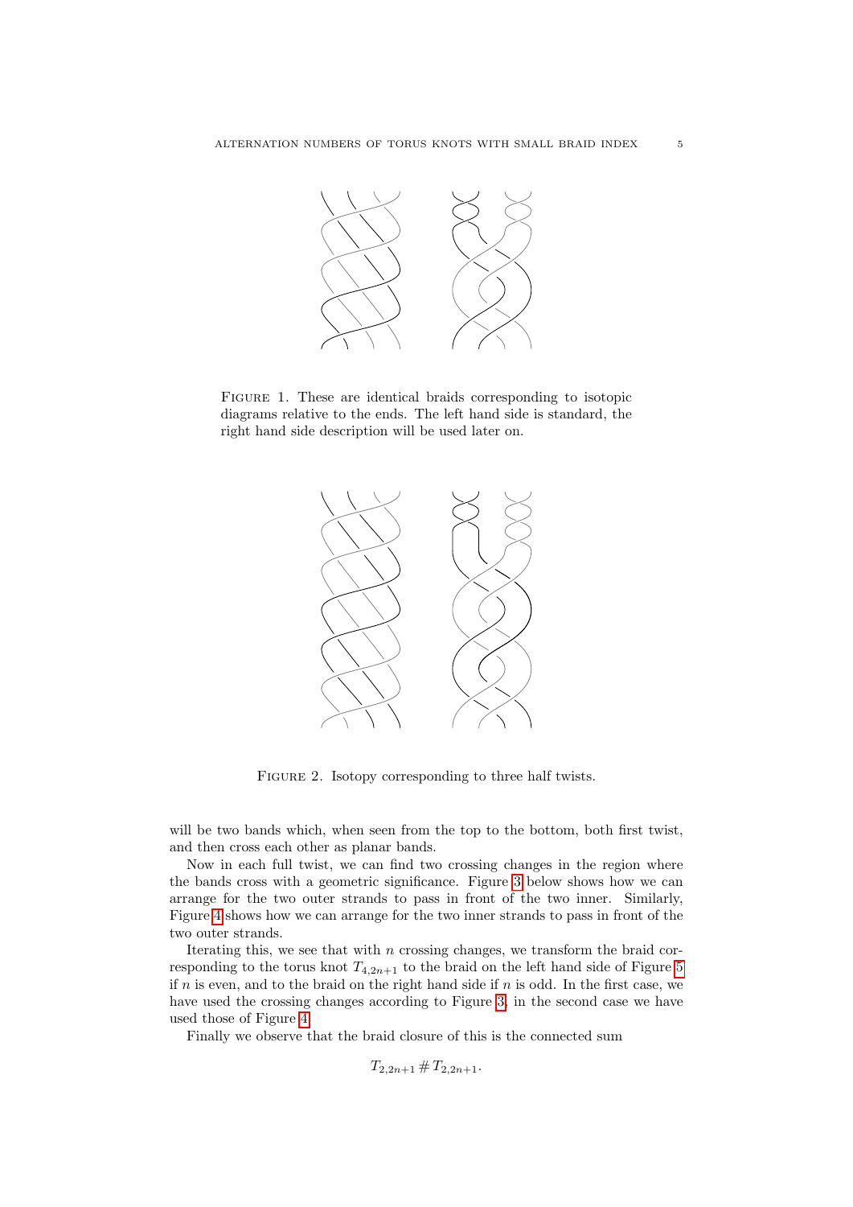Figure 1. These are identical braids corresponding to isotopic diagrams relative to the ends. The left hand side is standard, the right hand side description will be used later on.

Figure 2. Isotopy corresponding to three half twists.

will be two bands which, when seen from the top to the bottom, both first twist, and then cross each other as planar bands.

Now in each full twist, we can find two crossing changes in the region where the bands cross with a geometric significance. Figure 3 below shows how we can arrange for the two outer strands to pass in front of the two inner. Similarly, Figure 4 shows how we can arrange for the two inner strands to pass in front of the two outer strands.

Iterating this, we see that with $n$ crossing changes, we transform the braid corresponding to the torus knot $T_{4,2n+1}$ to the braid on the left hand side of Figure 5 if $n$ is even, and to the braid on the right hand side if $n$ is odd. In the first case, we have used the crossing changes according to Figure 3, in the second case we have used those of Figure 4.

Finally we observe that the braid closure of this is the connected sum

$$T_{2,2n+1} \# T_{2,2n+1}.$$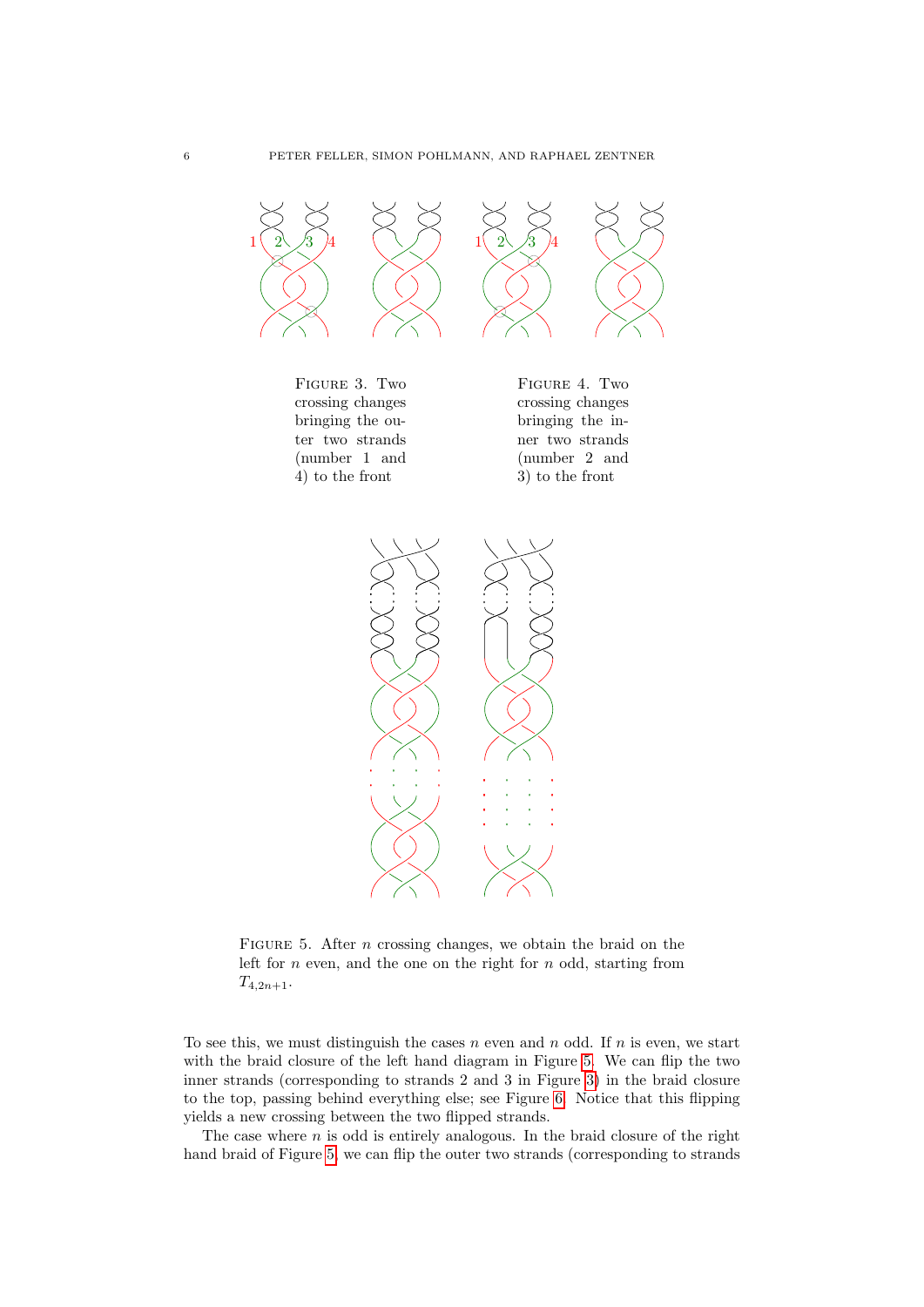Figure 3. Two crossing changes bringing the outer two strands (number 1 and 4) to the front

Figure 4. Two crossing changes bringing the inner two strands (number 2 and 3) to the front

Figure 5. After $n$ crossing changes, we obtain the braid on the left for $n$ even, and the one on the right for $n$ odd, starting from $T_{4,2n+1}$.

To see this, we must distinguish the cases $n$ even and $n$ odd. If $n$ is even, we start with the braid closure of the left hand diagram in Figure 5. We can flip the two inner strands (corresponding to strands 2 and 3 in Figure 3) in the braid closure to the top, passing behind everything else; see Figure 6. Notice that this flipping yields a new crossing between the two flipped strands.

The case where $n$ is odd is entirely analogous. In the braid closure of the right hand braid of Figure 5, we can flip the outer two strands (corresponding to strands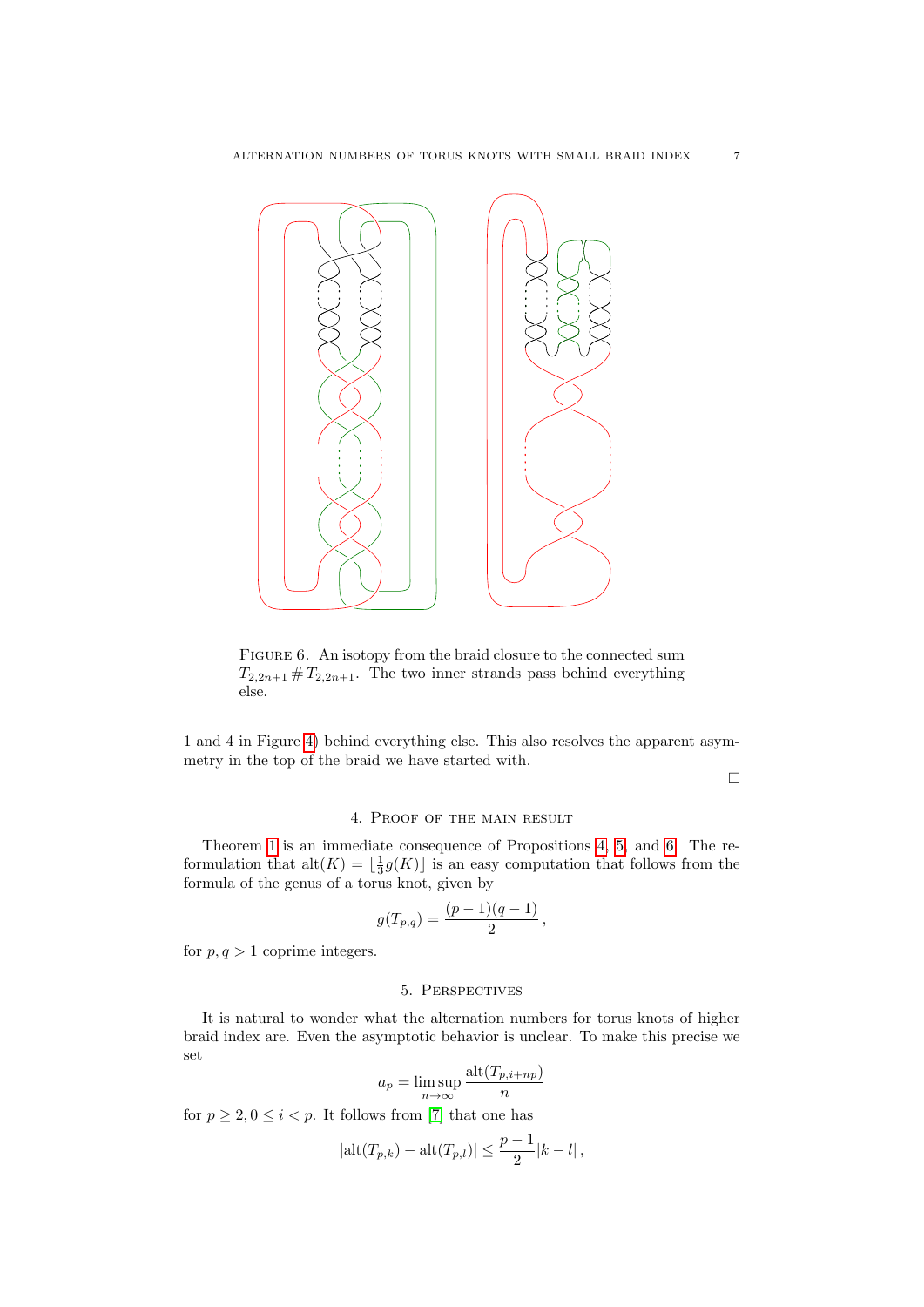FIGURE 6. An isotopy from the braid closure to the connected sum $T_{2,2n+1} \# T_{2,2n+1}$. The two inner strands pass behind everything else.

1 and 4 in Figure 4) behind everything else. This also resolves the apparent asymmetry in the top of the braid we have started with.

□

## 4. Proof of the main result

Theorem 1 is an immediate consequence of Propositions 4, 5, and 6. The reformulation that $\operatorname{alt}(K) = \lfloor \frac{1}{3} g(K) \rfloor$ is an easy computation that follows from the formula of the genus of a torus knot, given by

$$g(T_{p,q}) = \frac{(p-1)(q-1)}{2},$$

for $p, q > 1$ coprime integers.

## 5. Perspectives

It is natural to wonder what the alternation numbers for torus knots of higher braid index are. Even the asymptotic behavior is unclear. To make this precise we set

$$a_p = \limsup_{n\to\infty} \frac{\operatorname{alt}(T_{p,i+np})}{n}$$

for $p \geq 2, 0 \leq i < p$. It follows from [7] that one has

$$|\operatorname{alt}(T_{p,k}) - \operatorname{alt}(T_{p,l})| \leq \frac{p-1}{2}|k-l|,$$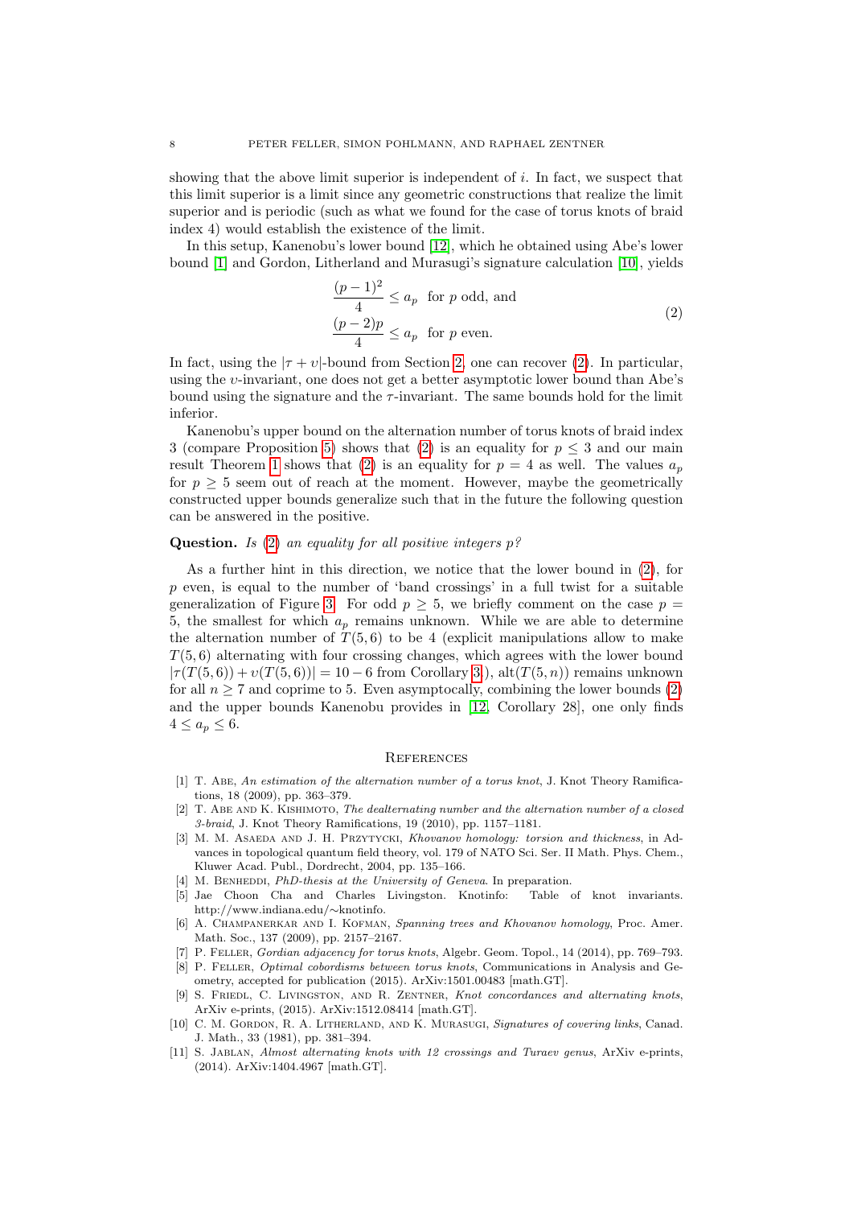showing that the above limit superior is independent of $i$. In fact, we suspect that this limit superior is a limit since any geometric constructions that realize the limit superior and is periodic (such as what we found for the case of torus knots of braid index 4) would establish the existence of the limit.

In this setup, Kanenobu's lower bound [12], which he obtained using Abe's lower bound [1] and Gordon, Litherland and Murasugi's signature calculation [10], yields

$$\begin{aligned} \frac{(p-1)^2}{4} &\leq a_p \quad \text{for } p \text{ odd, and} \\ \frac{(p-2)p}{4} &\leq a_p \quad \text{for } p \text{ even.} \end{aligned} \tag{2}$$

In fact, using the $|\tau + \upsilon|$-bound from Section 2, one can recover (2). In particular, using the $\upsilon$-invariant, one does not get a better asymptotic lower bound than Abe's bound using the signature and the $\tau$-invariant. The same bounds hold for the limit inferior.

Kanenobu's upper bound on the alternation number of torus knots of braid index 3 (compare Proposition 5) shows that (2) is an equality for $p \leq 3$ and our main result Theorem 1 shows that (2) is an equality for $p = 4$ as well. The values $a_p$ for $p \geq 5$ seem out of reach at the moment. However, maybe the geometrically constructed upper bounds generalize such that in the future the following question can be answered in the positive.

**Question.** *Is (2) an equality for all positive integers $p$?*

As a further hint in this direction, we notice that the lower bound in (2), for $p$ even, is equal to the number of 'band crossings' in a full twist for a suitable generalization of Figure 3. For odd $p \geq 5$, we briefly comment on the case $p = 5$, the smallest for which $a_p$ remains unknown. While we are able to determine the alternation number of $T(5,6)$ to be 4 (explicit manipulations allow to make $T(5,6)$ alternating with four crossing changes, which agrees with the lower bound $|\tau(T(5,6)) + \upsilon(T(5,6))| = 10 - 6$ from Corollary 3), $\mathrm{alt}(T(5,n))$ remains unknown for all $n \geq 7$ and coprime to 5. Even asymptotically, combining the lower bounds (2) and the upper bounds Kanenobu provides in [12, Corollary 28], one only finds $4 \leq a_p \leq 6$.

## References

[1] T. Abe, *An estimation of the alternation number of a torus knot*, J. Knot Theory Ramifications, 18 (2009), pp. 363–379.

[2] T. Abe and K. Kishimoto, *The dealternating number and the alternation number of a closed 3-braid*, J. Knot Theory Ramifications, 19 (2010), pp. 1157–1181.

[3] M. M. Asaeda and J. H. Przytycki, *Khovanov homology: torsion and thickness*, in Advances in topological quantum field theory, vol. 179 of NATO Sci. Ser. II Math. Phys. Chem., Kluwer Acad. Publ., Dordrecht, 2004, pp. 135–166.

[4] M. Benheddi, *PhD-thesis at the University of Geneva*. In preparation.

[5] Jae Choon Cha and Charles Livingston. Knotinfo: Table of knot invariants. http://www.indiana.edu/∼knotinfo.

[6] A. Champanerkar and I. Kofman, *Spanning trees and Khovanov homology*, Proc. Amer. Math. Soc., 137 (2009), pp. 2157–2167.

[7] P. Feller, *Gordian adjacency for torus knots*, Algebr. Geom. Topol., 14 (2014), pp. 769–793.

[8] P. Feller, *Optimal cobordisms between torus knots*, Communications in Analysis and Geometry, accepted for publication (2015). ArXiv:1501.00483 [math.GT].

[9] S. Friedl, C. Livingston, and R. Zentner, *Knot concordances and alternating knots*, ArXiv e-prints, (2015). ArXiv:1512.08414 [math.GT].

[10] C. M. Gordon, R. A. Litherland, and K. Murasugi, *Signatures of covering links*, Canad. J. Math., 33 (1981), pp. 381–394.

[11] S. Jablan, *Almost alternating knots with 12 crossings and Turaev genus*, ArXiv e-prints, (2014). ArXiv:1404.4967 [math.GT].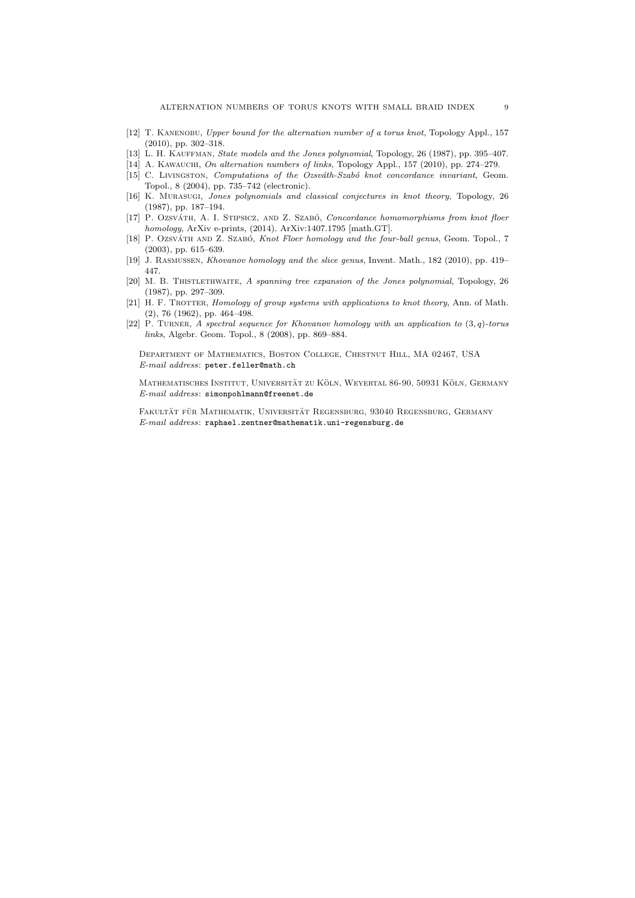[12] T. Kanenobu, *Upper bound for the alternation number of a torus knot*, Topology Appl., 157 (2010), pp. 302–318.

[13] L. H. Kauffman, *State models and the Jones polynomial*, Topology, 26 (1987), pp. 395–407.

[14] A. Kawauchi, *On alternation numbers of links*, Topology Appl., 157 (2010), pp. 274–279.

[15] C. Livingston, *Computations of the Ozsváth-Szabó knot concordance invariant*, Geom. Topol., 8 (2004), pp. 735–742 (electronic).

[16] K. Murasugi, *Jones polynomials and classical conjectures in knot theory*, Topology, 26 (1987), pp. 187–194.

[17] P. Ozsváth, A. I. Stipsicz, and Z. Szabó, *Concordance homomorphisms from knot floer homology*, ArXiv e-prints, (2014). ArXiv:1407.1795 [math.GT].

[18] P. Ozsváth and Z. Szabó, *Knot Floer homology and the four-ball genus*, Geom. Topol., 7 (2003), pp. 615–639.

[19] J. Rasmussen, *Khovanov homology and the slice genus*, Invent. Math., 182 (2010), pp. 419–447.

[20] M. B. Thistlethwaite, *A spanning tree expansion of the Jones polynomial*, Topology, 26 (1987), pp. 297–309.

[21] H. F. Trotter, *Homology of group systems with applications to knot theory*, Ann. of Math. (2), 76 (1962), pp. 464–498.

[22] P. Turner, *A spectral sequence for Khovanov homology with an application to $(3, q)$-torus links*, Algebr. Geom. Topol., 8 (2008), pp. 869–884.

Department of Mathematics, Boston College, Chestnut Hill, MA 02467, USA
*E-mail address*: peter.feller@math.ch

Mathematisches Institut, Universität zu Köln, Weyertal 86-90, 50931 Köln, Germany
*E-mail address*: simonpohlmann@freenet.de

Fakultät für Mathematik, Universität Regensburg, 93040 Regensburg, Germany
*E-mail address*: raphael.zentner@mathematik.uni-regensburg.de